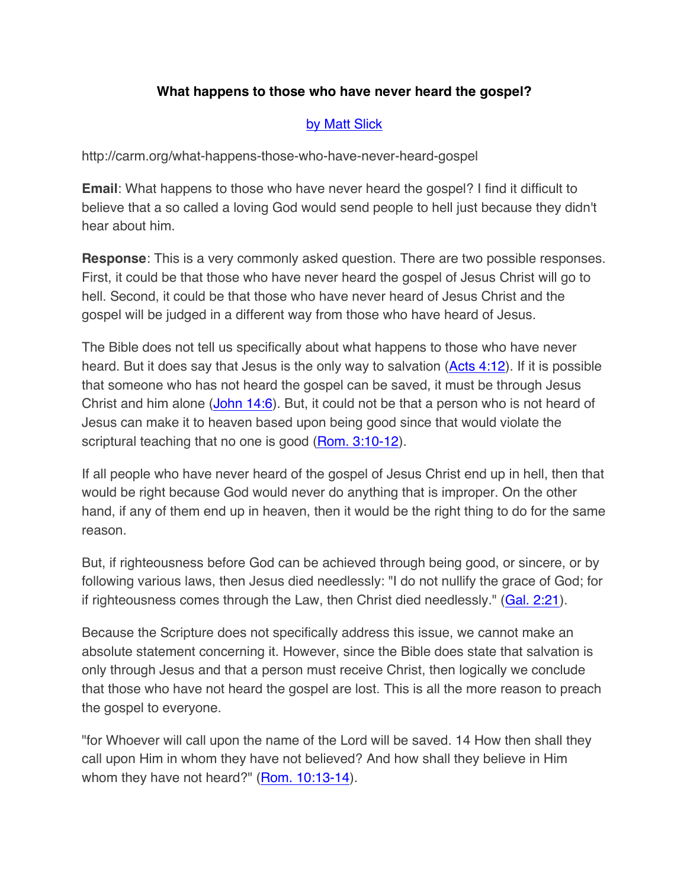# What happens to those who have never heard the gospel?

by Matt Slick

http://carm.org/what-happens-those-who-have-never-heard-gospel

**Email**: What happens to those who have never heard the gospel? I find it difficult to believe that a so called a loving God would send people to hell just because they didn't hear about him.

**Response**: This is a very commonly asked question. There are two possible responses. First, it could be that those who have never heard the gospel of Jesus Christ will go to hell. Second, it could be that those who have never heard of Jesus Christ and the gospel will be judged in a different way from those who have heard of Jesus.

The Bible does not tell us specifically about what happens to those who have never heard. But it does say that Jesus is the only way to salvation (Acts 4:12). If it is possible that someone who has not heard the gospel can be saved, it must be through Jesus Christ and him alone (John 14:6). But, it could not be that a person who is not heard of Jesus can make it to heaven based upon being good since that would violate the scriptural teaching that no one is good (Rom. 3:10-12).

If all people who have never heard of the gospel of Jesus Christ end up in hell, then that would be right because God would never do anything that is improper. On the other hand, if any of them end up in heaven, then it would be the right thing to do for the same reason.

But, if righteousness before God can be achieved through being good, or sincere, or by following various laws, then Jesus died needlessly: "I do not nullify the grace of God; for if righteousness comes through the Law, then Christ died needlessly." (Gal. 2:21).

Because the Scripture does not specifically address this issue, we cannot make an absolute statement concerning it. However, since the Bible does state that salvation is only through Jesus and that a person must receive Christ, then logically we conclude that those who have not heard the gospel are lost. This is all the more reason to preach the gospel to everyone.

"for Whoever will call upon the name of the Lord will be saved. 14 How then shall they call upon Him in whom they have not believed? And how shall they believe in Him whom they have not heard?" (Rom. 10:13-14).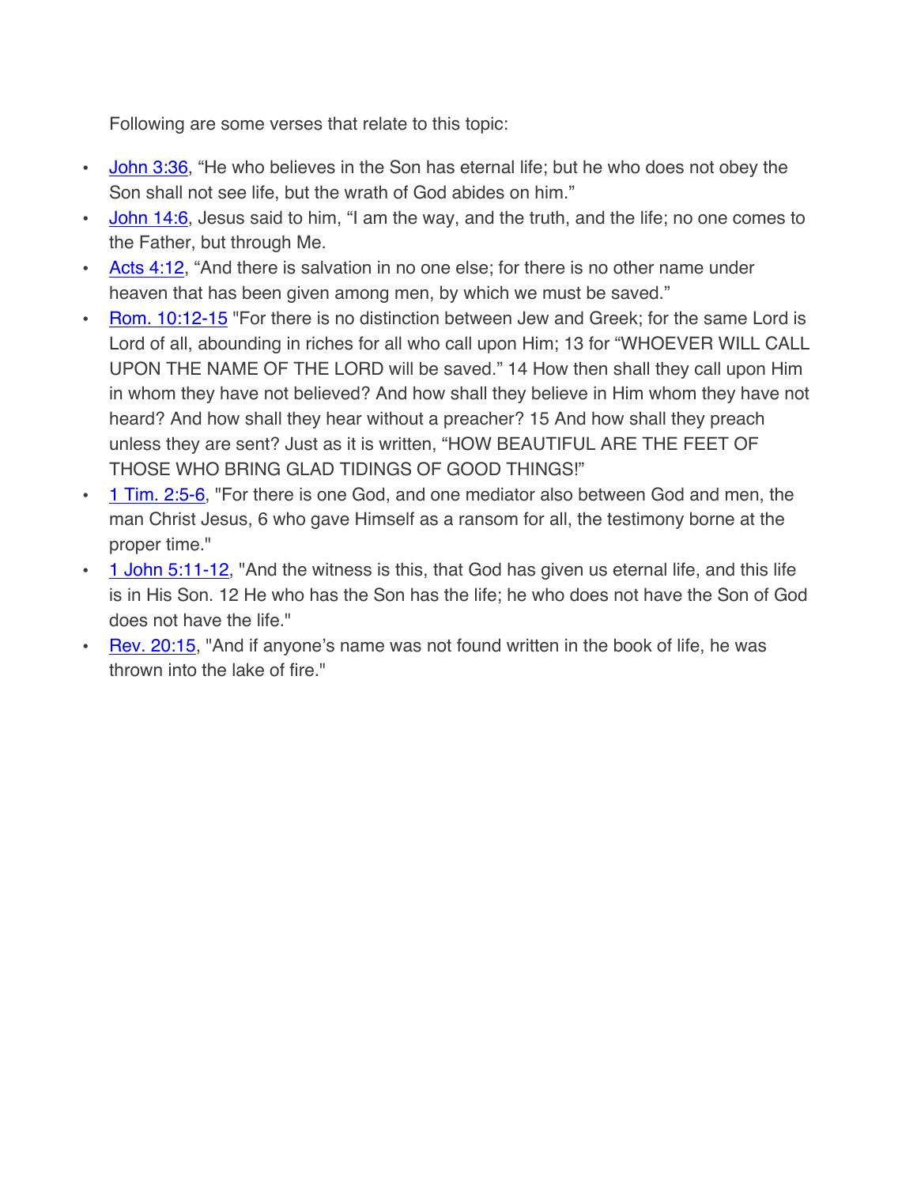Following are some verses that relate to this topic:

- John 3:36, “He who believes in the Son has eternal life; but he who does not obey the Son shall not see life, but the wrath of God abides on him.”
- John 14:6, Jesus said to him, “I am the way, and the truth, and the life; no one comes to the Father, but through Me.
- Acts 4:12, “And there is salvation in no one else; for there is no other name under heaven that has been given among men, by which we must be saved.”
- Rom. 10:12-15 "For there is no distinction between Jew and Greek; for the same Lord is Lord of all, abounding in riches for all who call upon Him; 13 for “WHOEVER WILL CALL UPON THE NAME OF THE LORD will be saved.” 14 How then shall they call upon Him in whom they have not believed? And how shall they believe in Him whom they have not heard? And how shall they hear without a preacher? 15 And how shall they preach unless they are sent? Just as it is written, “HOW BEAUTIFUL ARE THE FEET OF THOSE WHO BRING GLAD TIDINGS OF GOOD THINGS!”
- 1 Tim. 2:5-6, "For there is one God, and one mediator also between God and men, the man Christ Jesus, 6 who gave Himself as a ransom for all, the testimony borne at the proper time."
- 1 John 5:11-12, "And the witness is this, that God has given us eternal life, and this life is in His Son. 12 He who has the Son has the life; he who does not have the Son of God does not have the life."
- Rev. 20:15, "And if anyone’s name was not found written in the book of life, he was thrown into the lake of fire."